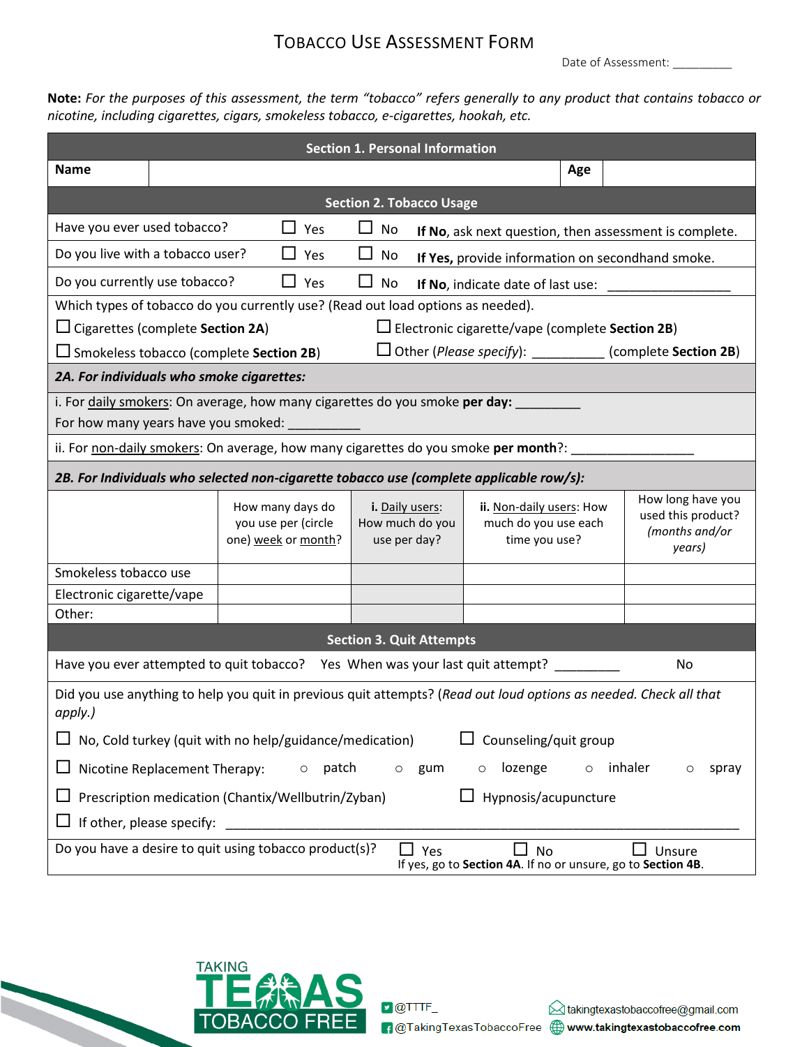# Tobacco Use Assessment Form

Date of Assessment: _________

**Note:** *For the purposes of this assessment, the term "tobacco" refers generally to any product that contains tobacco or nicotine, including cigarettes, cigars, smokeless tobacco, e-cigarettes, hookah, etc.*

## Section 1. Personal Information

| Name | | Age | |
|---|---|---|---|

## Section 2. Tobacco Usage

Have you ever used tobacco? ☐ Yes ☐ No **If No**, ask next question, then assessment is complete.

Do you live with a tobacco user? ☐ Yes ☐ No **If Yes,** provide information on secondhand smoke.

Do you currently use tobacco? ☐ Yes ☐ No **If No**, indicate date of last use: _________________

Which types of tobacco do you currently use? (Read out load options as needed).

☐ Cigarettes (complete **Section 2A**) ☐ Electronic cigarette/vape (complete **Section 2B**)

☐ Smokeless tobacco (complete **Section 2B**) ☐ Other (*Please specify*): __________ (complete **Section 2B**)

### *2A. For individuals who smoke cigarettes:*

i. For daily smokers: On average, how many cigarettes do you smoke **per day:** _________

For how many years have you smoked: __________

ii. For non-daily smokers: On average, how many cigarettes do you smoke **per month**?: ________________

### *2B. For Individuals who selected non-cigarette tobacco use (complete applicable row/s):*

| | How many days do you use per (circle one) week or month? | **i.** Daily users: How much do you use per day? | **ii.** Non-daily users: How much do you use each time you use? | How long have you used this product? *(months and/or years)* |
|---|---|---|---|---|
| Smokeless tobacco use | | | | |
| Electronic cigarette/vape | | | | |
| Other: | | | | |

## Section 3. Quit Attempts

Have you ever attempted to quit tobacco? Yes When was your last quit attempt? _________ No

Did you use anything to help you quit in previous quit attempts? (*Read out loud options as needed. Check all that apply.)*

☐ No, Cold turkey (quit with no help/guidance/medication) ☐ Counseling/quit group

☐ Nicotine Replacement Therapy: ○ patch ○ gum ○ lozenge ○ inhaler ○ spray

☐ Prescription medication (Chantix/Wellbutrin/Zyban) ☐ Hypnosis/acupuncture

☐ If other, please specify: ________________________________________________

Do you have a desire to quit using tobacco product(s)? ☐ Yes ☐ No ☐ Unsure
If yes, go to **Section 4A**. If no or unsure, go to **Section 4B**.

TAKING TEXAS TOBACCO FREE

@TTTF_
@TakingTexasTobaccoFree
takingtexastobaccofree@gmail.com
www.takingtexastobaccofree.com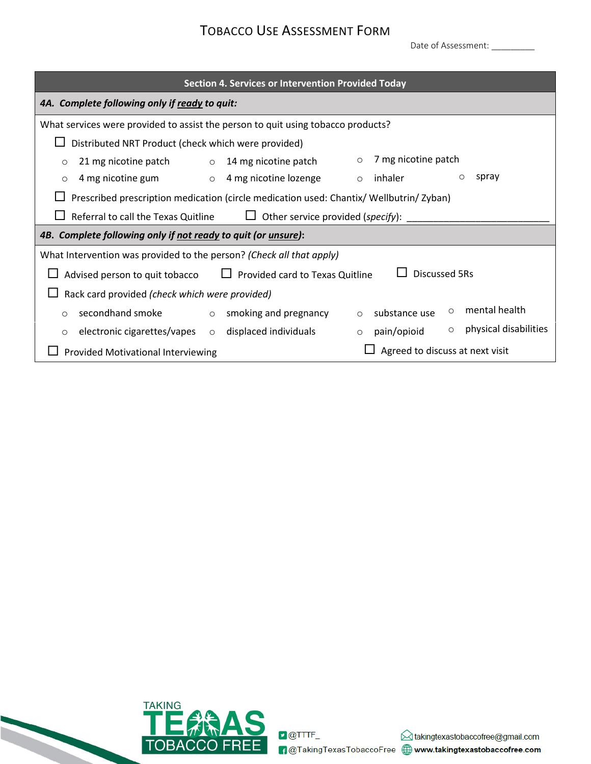# TOBACCO USE ASSESSMENT FORM

Date of Assessment: __________

## Section 4. Services or Intervention Provided Today

### *4A. Complete following only if **ready** to quit:*

What services were provided to assist the person to quit using tobacco products?

☐ Distributed NRT Product (check which were provided)

- ○ 21 mg nicotine patch
- ○ 14 mg nicotine patch
- ○ 7 mg nicotine patch
- ○ 4 mg nicotine gum
- ○ 4 mg nicotine lozenge
- ○ inhaler
- ○ spray

☐ Prescribed prescription medication (circle medication used: Chantix/ Wellbutrin/ Zyban)

☐ Referral to call the Texas Quitline

☐ Other service provided (*specify*): ____________________________

### *4B. Complete following only if **not ready** to quit (or **unsure**):*

What Intervention was provided to the person? *(Check all that apply)*

☐ Advised person to quit tobacco

☐ Provided card to Texas Quitline

☐ Discussed 5Rs

☐ Rack card provided *(check which were provided)*

- ○ secondhand smoke
- ○ smoking and pregnancy
- ○ substance use
- ○ mental health
- ○ electronic cigarettes/vapes
- ○ displaced individuals
- ○ pain/opioid
- ○ physical disabilities

☐ Provided Motivational Interviewing

☐ Agreed to discuss at next visit

TAKING TEXAS TOBACCO FREE

@TTTF_

@TakingTexasTobaccoFree

takingtexastobaccofree@gmail.com

www.takingtexastobaccofree.com